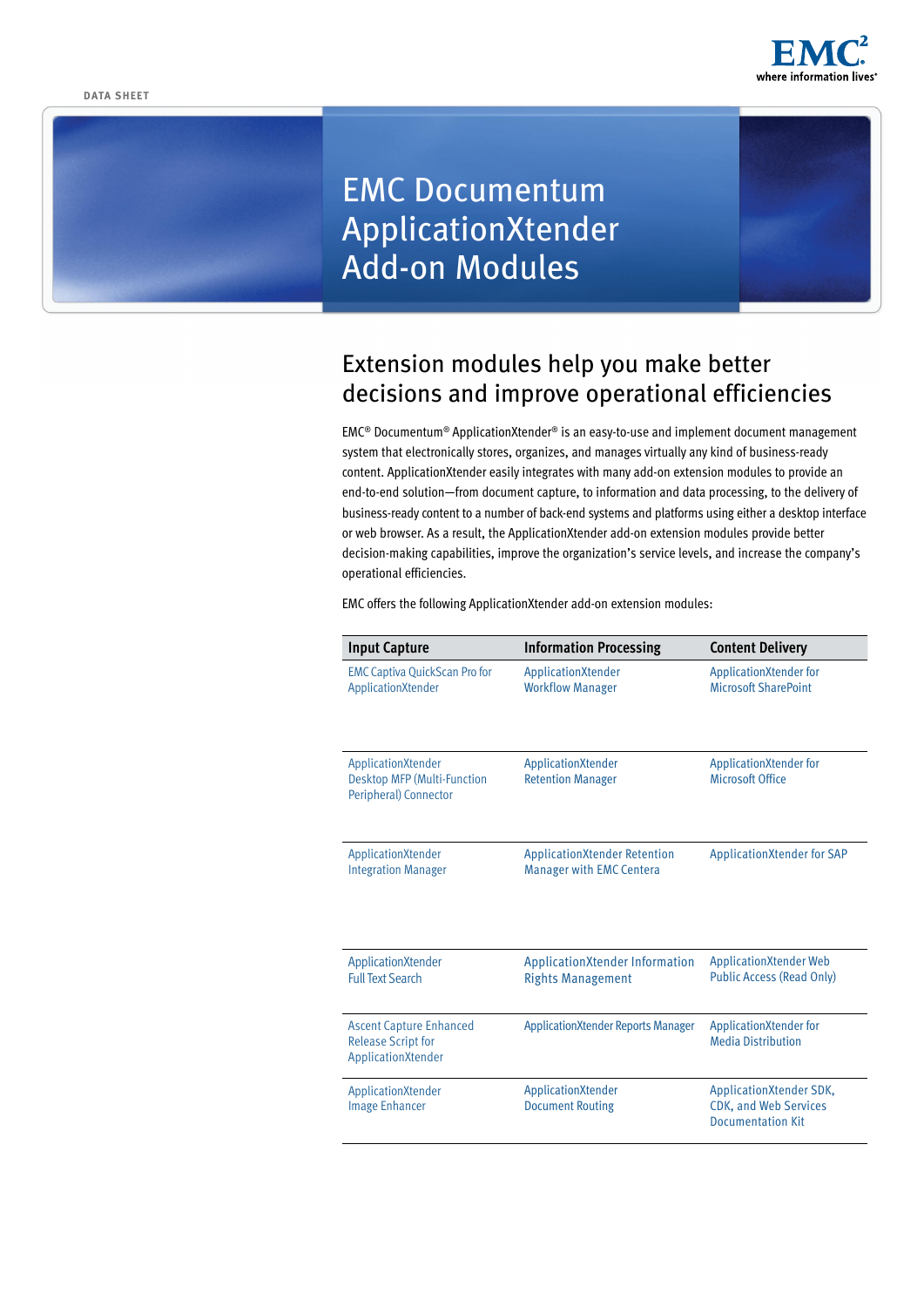DATA SHEET

# EMC Documentum ApplicationXtender Add-on Modules

## Extension modules help you make better decisions and improve operational efficiencies

EMC® Documentum® ApplicationXtender® is an easy-to-use and implement document management system that electronically stores, organizes, and manages virtually any kind of business-ready content. ApplicationXtender easily integrates with many add-on extension modules to provide an end-to-end solution—from document capture, to information and data processing, to the delivery of business-ready content to a number of back-end systems and platforms using either a desktop interface or web browser. As a result, the ApplicationXtender add-on extension modules provide better decision-making capabilities, improve the organization's service levels, and increase the company's operational efficiencies.

EMC offers the following ApplicationXtender add-on extension modules:

| Input Capture | Information Processing | Content Delivery |
|---|---|---|
| EMC Captiva QuickScan Pro for ApplicationXtender | ApplicationXtender Workflow Manager | ApplicationXtender for Microsoft SharePoint |
| ApplicationXtender Desktop MFP (Multi-Function Peripheral) Connector | ApplicationXtender Retention Manager | ApplicationXtender for Microsoft Office |
| ApplicationXtender Integration Manager | ApplicationXtender Retention Manager with EMC Centera | ApplicationXtender for SAP |
| ApplicationXtender Full Text Search | ApplicationXtender Information Rights Management | ApplicationXtender Web Public Access (Read Only) |
| Ascent Capture Enhanced Release Script for ApplicationXtender | ApplicationXtender Reports Manager | ApplicationXtender for Media Distribution |
| ApplicationXtender Image Enhancer | ApplicationXtender Document Routing | ApplicationXtender SDK, CDK, and Web Services Documentation Kit |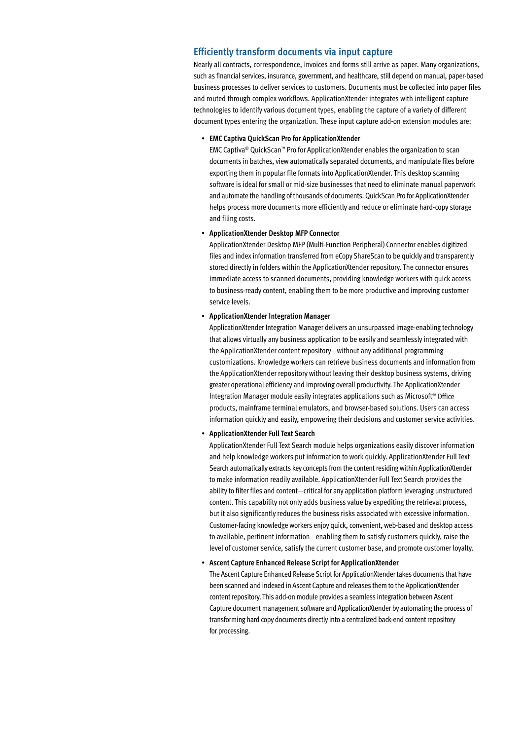## Efficiently transform documents via input capture

Nearly all contracts, correspondence, invoices and forms still arrive as paper. Many organizations, such as financial services, insurance, government, and healthcare, still depend on manual, paper-based business processes to deliver services to customers. Documents must be collected into paper files and routed through complex workflows. ApplicationXtender integrates with intelligent capture technologies to identify various document types, enabling the capture of a variety of different document types entering the organization. These input capture add-on extension modules are:

- **EMC Captiva QuickScan Pro for ApplicationXtender**
  EMC Captiva® QuickScan™ Pro for ApplicationXtender enables the organization to scan documents in batches, view automatically separated documents, and manipulate files before exporting them in popular file formats into ApplicationXtender. This desktop scanning software is ideal for small or mid-size businesses that need to eliminate manual paperwork and automate the handling of thousands of documents. QuickScan Pro for ApplicationXtender helps process more documents more efficiently and reduce or eliminate hard-copy storage and filing costs.

- **ApplicationXtender Desktop MFP Connector**
  ApplicationXtender Desktop MFP (Multi-Function Peripheral) Connector enables digitized files and index information transferred from eCopy ShareScan to be quickly and transparently stored directly in folders within the ApplicationXtender repository. The connector ensures immediate access to scanned documents, providing knowledge workers with quick access to business-ready content, enabling them to be more productive and improving customer service levels.

- **ApplicationXtender Integration Manager**
  ApplicationXtender Integration Manager delivers an unsurpassed image-enabling technology that allows virtually any business application to be easily and seamlessly integrated with the ApplicationXtender content repository—without any additional programming customizations. Knowledge workers can retrieve business documents and information from the ApplicationXtender repository without leaving their desktop business systems, driving greater operational efficiency and improving overall productivity. The ApplicationXtender Integration Manager module easily integrates applications such as Microsoft® Office products, mainframe terminal emulators, and browser-based solutions. Users can access information quickly and easily, empowering their decisions and customer service activities.

- **ApplicationXtender Full Text Search**
  ApplicationXtender Full Text Search module helps organizations easily discover information and help knowledge workers put information to work quickly. ApplicationXtender Full Text Search automatically extracts key concepts from the content residing within ApplicationXtender to make information readily available. ApplicationXtender Full Text Search provides the ability to filter files and content—critical for any application platform leveraging unstructured content. This capability not only adds business value by expediting the retrieval process, but it also significantly reduces the business risks associated with excessive information. Customer-facing knowledge workers enjoy quick, convenient, web-based and desktop access to available, pertinent information—enabling them to satisfy customers quickly, raise the level of customer service, satisfy the current customer base, and promote customer loyalty.

- **Ascent Capture Enhanced Release Script for ApplicationXtender**
  The Ascent Capture Enhanced Release Script for ApplicationXtender takes documents that have been scanned and indexed in Ascent Capture and releases them to the ApplicationXtender content repository. This add-on module provides a seamless integration between Ascent Capture document management software and ApplicationXtender by automating the process of transforming hard copy documents directly into a centralized back-end content repository for processing.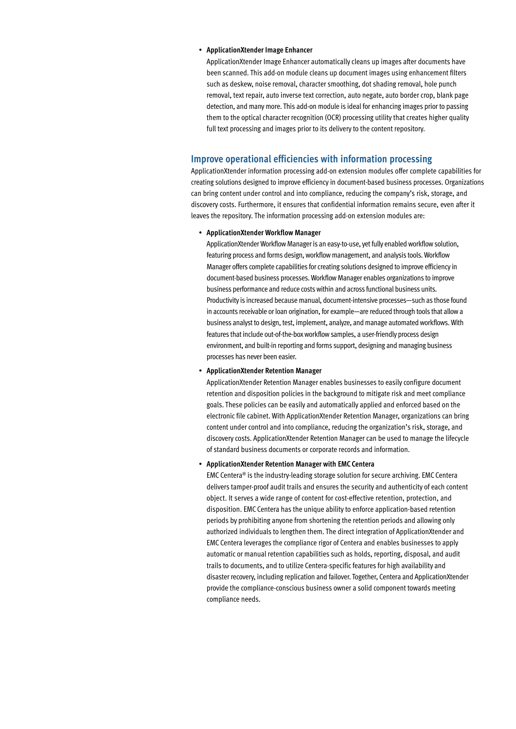- **ApplicationXtender Image Enhancer**

  ApplicationXtender Image Enhancer automatically cleans up images after documents have been scanned. This add-on module cleans up document images using enhancement filters such as deskew, noise removal, character smoothing, dot shading removal, hole punch removal, text repair, auto inverse text correction, auto negate, auto border crop, blank page detection, and many more. This add-on module is ideal for enhancing images prior to passing them to the optical character recognition (OCR) processing utility that creates higher quality full text processing and images prior to its delivery to the content repository.

## Improve operational efficiencies with information processing

ApplicationXtender information processing add-on extension modules offer complete capabilities for creating solutions designed to improve efficiency in document-based business processes. Organizations can bring content under control and into compliance, reducing the company's risk, storage, and discovery costs. Furthermore, it ensures that confidential information remains secure, even after it leaves the repository. The information processing add-on extension modules are:

- **ApplicationXtender Workflow Manager**

  ApplicationXtender Workflow Manager is an easy-to-use, yet fully enabled workflow solution, featuring process and forms design, workflow management, and analysis tools. Workflow Manager offers complete capabilities for creating solutions designed to improve efficiency in document-based business processes. Workflow Manager enables organizations to improve business performance and reduce costs within and across functional business units. Productivity is increased because manual, document-intensive processes—such as those found in accounts receivable or loan origination, for example—are reduced through tools that allow a business analyst to design, test, implement, analyze, and manage automated workflows. With features that include out-of-the-box workflow samples, a user-friendly process design environment, and built-in reporting and forms support, designing and managing business processes has never been easier.

- **ApplicationXtender Retention Manager**

  ApplicationXtender Retention Manager enables businesses to easily configure document retention and disposition policies in the background to mitigate risk and meet compliance goals. These policies can be easily and automatically applied and enforced based on the electronic file cabinet. With ApplicationXtender Retention Manager, organizations can bring content under control and into compliance, reducing the organization's risk, storage, and discovery costs. ApplicationXtender Retention Manager can be used to manage the lifecycle of standard business documents or corporate records and information.

- **ApplicationXtender Retention Manager with EMC Centera**

  EMC Centera® is the industry-leading storage solution for secure archiving. EMC Centera delivers tamper-proof audit trails and ensures the security and authenticity of each content object. It serves a wide range of content for cost-effective retention, protection, and disposition. EMC Centera has the unique ability to enforce application-based retention periods by prohibiting anyone from shortening the retention periods and allowing only authorized individuals to lengthen them. The direct integration of ApplicationXtender and EMC Centera leverages the compliance rigor of Centera and enables businesses to apply automatic or manual retention capabilities such as holds, reporting, disposal, and audit trails to documents, and to utilize Centera-specific features for high availability and disaster recovery, including replication and failover. Together, Centera and ApplicationXtender provide the compliance-conscious business owner a solid component towards meeting compliance needs.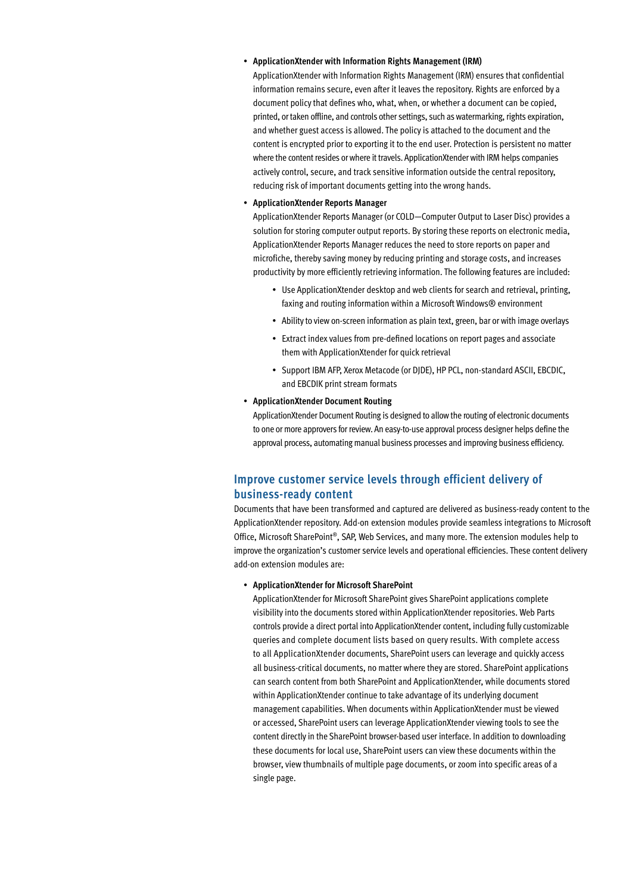- **ApplicationXtender with Information Rights Management (IRM)**
  ApplicationXtender with Information Rights Management (IRM) ensures that confidential information remains secure, even after it leaves the repository. Rights are enforced by a document policy that defines who, what, when, or whether a document can be copied, printed, or taken offline, and controls other settings, such as watermarking, rights expiration, and whether guest access is allowed. The policy is attached to the document and the content is encrypted prior to exporting it to the end user. Protection is persistent no matter where the content resides or where it travels. ApplicationXtender with IRM helps companies actively control, secure, and track sensitive information outside the central repository, reducing risk of important documents getting into the wrong hands.

- **ApplicationXtender Reports Manager**
  ApplicationXtender Reports Manager (or COLD—Computer Output to Laser Disc) provides a solution for storing computer output reports. By storing these reports on electronic media, ApplicationXtender Reports Manager reduces the need to store reports on paper and microfiche, thereby saving money by reducing printing and storage costs, and increases productivity by more efficiently retrieving information. The following features are included:

  - Use ApplicationXtender desktop and web clients for search and retrieval, printing, faxing and routing information within a Microsoft Windows® environment
  - Ability to view on-screen information as plain text, green, bar or with image overlays
  - Extract index values from pre-defined locations on report pages and associate them with ApplicationXtender for quick retrieval
  - Support IBM AFP, Xerox Metacode (or DJDE), HP PCL, non-standard ASCII, EBCDIC, and EBCDIK print stream formats

- **ApplicationXtender Document Routing**
  ApplicationXtender Document Routing is designed to allow the routing of electronic documents to one or more approvers for review. An easy-to-use approval process designer helps define the approval process, automating manual business processes and improving business efficiency.

## Improve customer service levels through efficient delivery of business-ready content

Documents that have been transformed and captured are delivered as business-ready content to the ApplicationXtender repository. Add-on extension modules provide seamless integrations to Microsoft Office, Microsoft SharePoint®, SAP, Web Services, and many more. The extension modules help to improve the organization's customer service levels and operational efficiencies. These content delivery add-on extension modules are:

- **ApplicationXtender for Microsoft SharePoint**
  ApplicationXtender for Microsoft SharePoint gives SharePoint applications complete visibility into the documents stored within ApplicationXtender repositories. Web Parts controls provide a direct portal into ApplicationXtender content, including fully customizable queries and complete document lists based on query results. With complete access to all ApplicationXtender documents, SharePoint users can leverage and quickly access all business-critical documents, no matter where they are stored. SharePoint applications can search content from both SharePoint and ApplicationXtender, while documents stored within ApplicationXtender continue to take advantage of its underlying document management capabilities. When documents within ApplicationXtender must be viewed or accessed, SharePoint users can leverage ApplicationXtender viewing tools to see the content directly in the SharePoint browser-based user interface. In addition to downloading these documents for local use, SharePoint users can view these documents within the browser, view thumbnails of multiple page documents, or zoom into specific areas of a single page.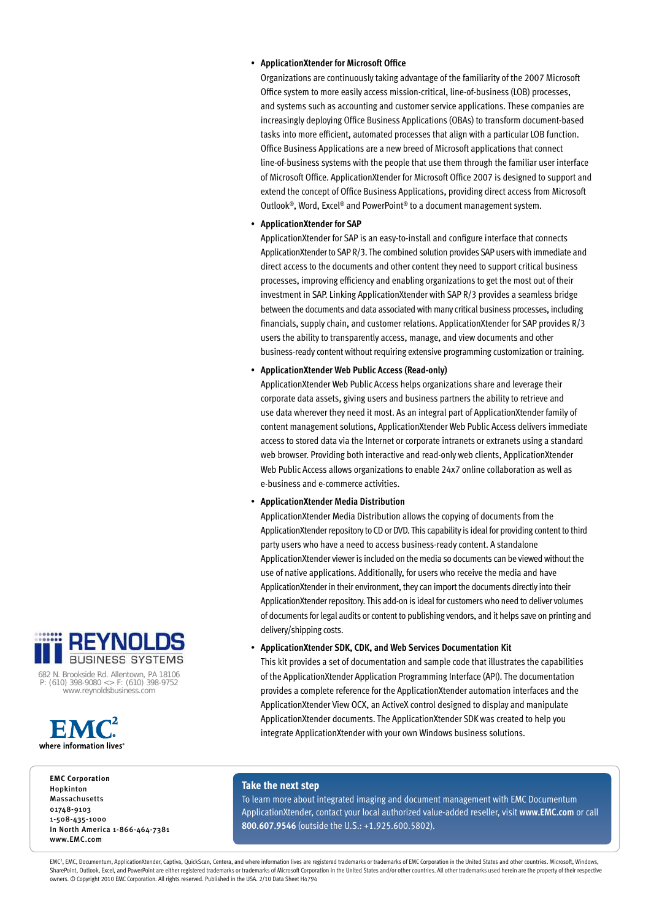- **ApplicationXtender for Microsoft Office**

  Organizations are continuously taking advantage of the familiarity of the 2007 Microsoft Office system to more easily access mission-critical, line-of-business (LOB) processes, and systems such as accounting and customer service applications. These companies are increasingly deploying Office Business Applications (OBAs) to transform document-based tasks into more efficient, automated processes that align with a particular LOB function. Office Business Applications are a new breed of Microsoft applications that connect line-of-business systems with the people that use them through the familiar user interface of Microsoft Office. ApplicationXtender for Microsoft Office 2007 is designed to support and extend the concept of Office Business Applications, providing direct access from Microsoft Outlook®, Word, Excel® and PowerPoint® to a document management system.

- **ApplicationXtender for SAP**

  ApplicationXtender for SAP is an easy-to-install and configure interface that connects ApplicationXtender to SAP R/3. The combined solution provides SAP users with immediate and direct access to the documents and other content they need to support critical business processes, improving efficiency and enabling organizations to get the most out of their investment in SAP. Linking ApplicationXtender with SAP R/3 provides a seamless bridge between the documents and data associated with many critical business processes, including financials, supply chain, and customer relations. ApplicationXtender for SAP provides R/3 users the ability to transparently access, manage, and view documents and other business-ready content without requiring extensive programming customization or training.

- **ApplicationXtender Web Public Access (Read-only)**

  ApplicationXtender Web Public Access helps organizations share and leverage their corporate data assets, giving users and business partners the ability to retrieve and use data wherever they need it most. As an integral part of ApplicationXtender family of content management solutions, ApplicationXtender Web Public Access delivers immediate access to stored data via the Internet or corporate intranets or extranets using a standard web browser. Providing both interactive and read-only web clients, ApplicationXtender Web Public Access allows organizations to enable 24x7 online collaboration as well as e-business and e-commerce activities.

- **ApplicationXtender Media Distribution**

  ApplicationXtender Media Distribution allows the copying of documents from the ApplicationXtender repository to CD or DVD. This capability is ideal for providing content to third party users who have a need to access business-ready content. A standalone ApplicationXtender viewer is included on the media so documents can be viewed without the use of native applications. Additionally, for users who receive the media and have ApplicationXtender in their environment, they can import the documents directly into their ApplicationXtender repository. This add-on is ideal for customers who need to deliver volumes of documents for legal audits or content to publishing vendors, and it helps save on printing and delivery/shipping costs.

- **ApplicationXtender SDK, CDK, and Web Services Documentation Kit**

  This kit provides a set of documentation and sample code that illustrates the capabilities of the ApplicationXtender Application Programming Interface (API). The documentation provides a complete reference for the ApplicationXtender automation interfaces and the ApplicationXtender View OCX, an ActiveX control designed to display and manipulate ApplicationXtender documents. The ApplicationXtender SDK was created to help you integrate ApplicationXtender with your own Windows business solutions.

REYNOLDS BUSINESS SYSTEMS
682 N. Brookside Rd. Allentown, PA 18106
P: (610) 398-9080 <> F: (610) 398-9752
www.reynoldsbusiness.com

EMC²
where information lives®

**EMC Corporation**
Hopkinton
Massachusetts
01748-9103
1-508-435-1000
In North America 1-866-464-7381
www.EMC.com

## Take the next step

To learn more about integrated imaging and document management with EMC Documentum ApplicationXtender, contact your local authorized value-added reseller, visit **www.EMC.com** or call **800.607.9546** (outside the U.S.: +1.925.600.5802).

EMC², EMC, Documentum, ApplicationXtender, Captiva, QuickScan, Centera, and where information lives are registered trademarks or trademarks of EMC Corporation in the United States and other countries. Microsoft, Windows, SharePoint, Outlook, Excel, and PowerPoint are either registered trademarks or trademarks of Microsoft Corporation in the United States and/or other countries. All other trademarks used herein are the property of their respective owners. © Copyright 2010 EMC Corporation. All rights reserved. Published in the USA. 2/10 Data Sheet H4794